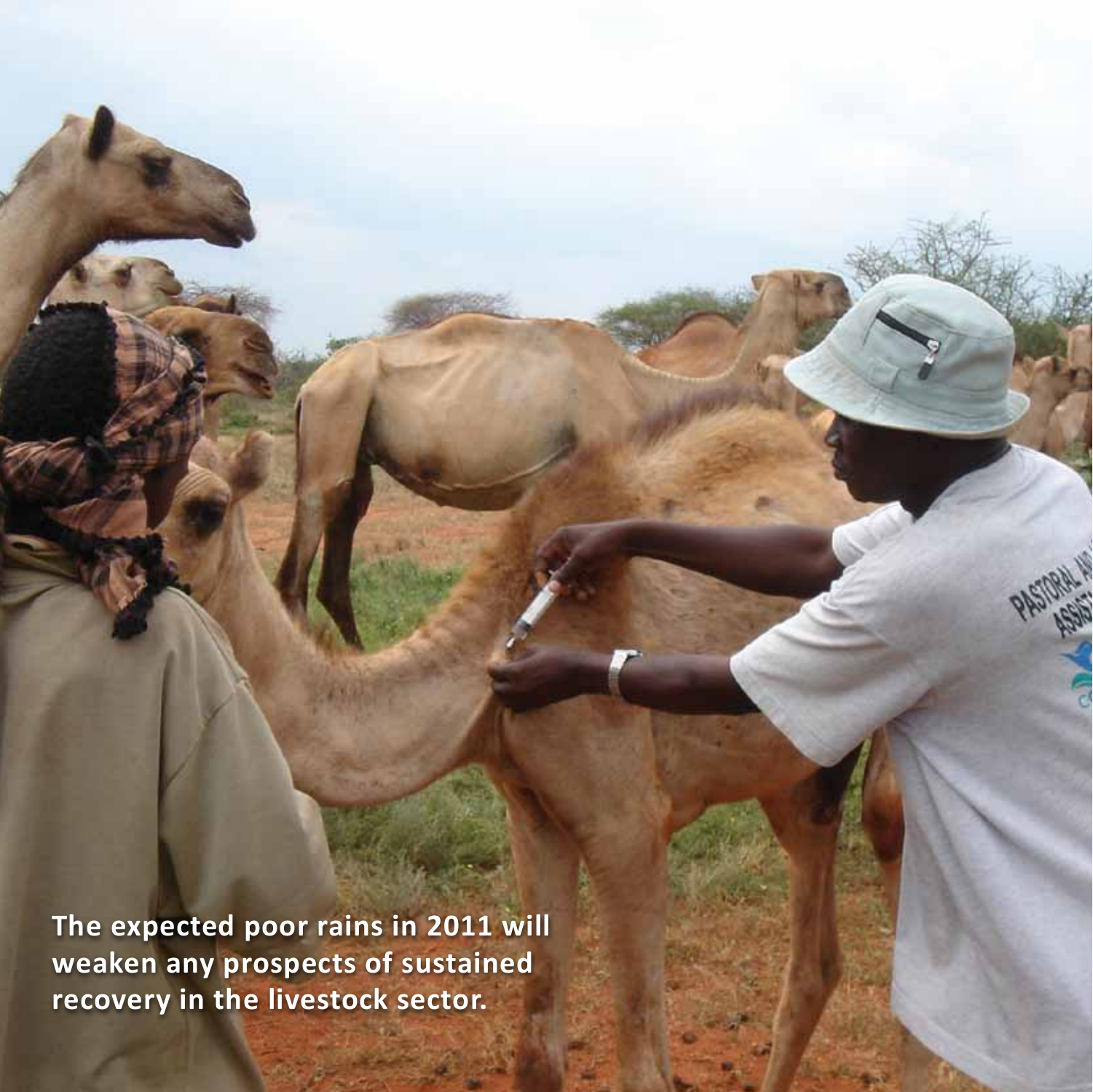**The expected poor rains in 2011 will weaken any prospects of sustained recovery in the livestock sector.**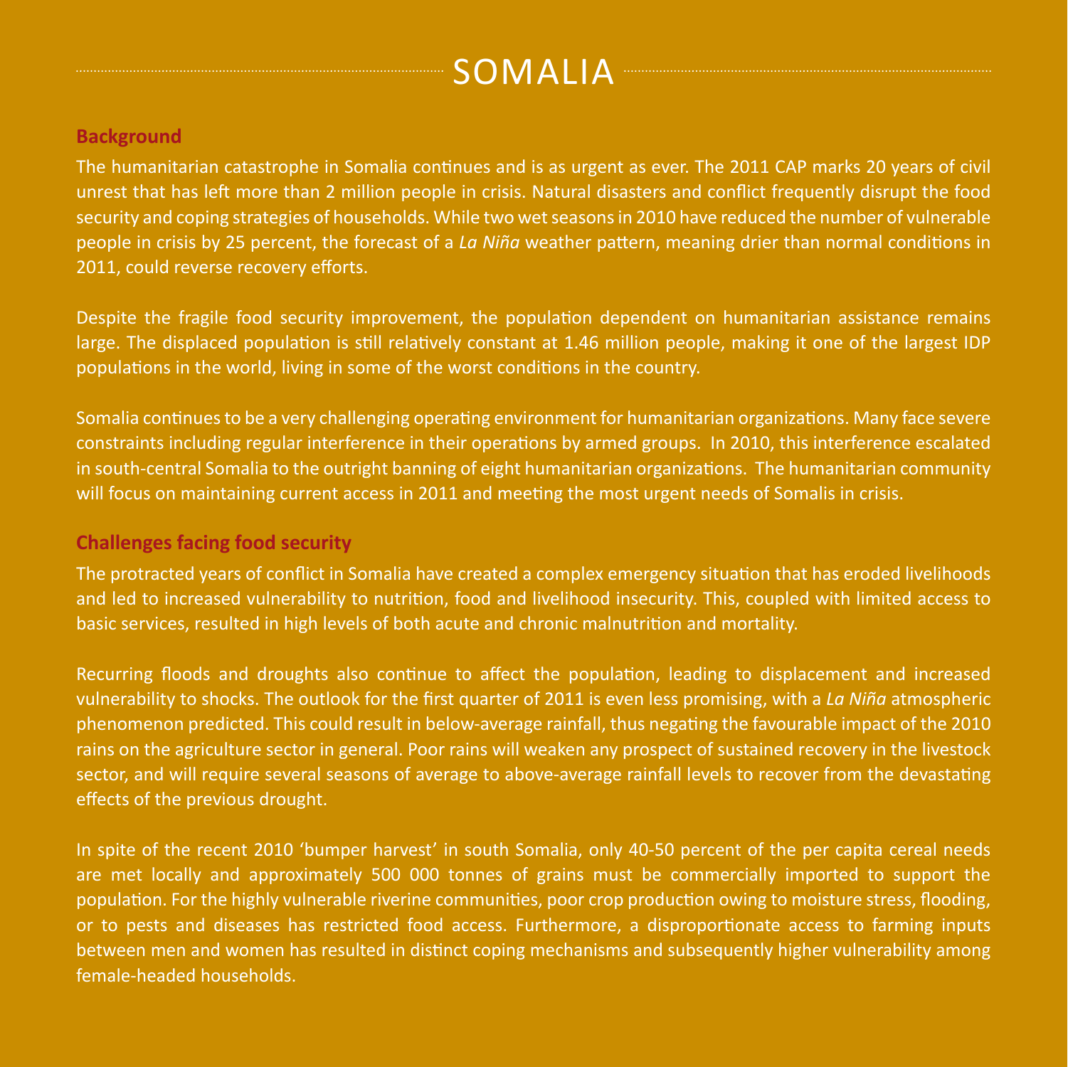# SOMALIA

## Background

The humanitarian catastrophe in Somalia continues and is as urgent as ever. The 2011 CAP marks 20 years of civil unrest that has left more than 2 million people in crisis. Natural disasters and conflict frequently disrupt the food security and coping strategies of households. While two wet seasons in 2010 have reduced the number of vulnerable people in crisis by 25 percent, the forecast of a *La Niña* weather pattern, meaning drier than normal conditions in 2011, could reverse recovery efforts.

Despite the fragile food security improvement, the population dependent on humanitarian assistance remains large. The displaced population is still relatively constant at 1.46 million people, making it one of the largest IDP populations in the world, living in some of the worst conditions in the country.

Somalia continues to be a very challenging operating environment for humanitarian organizations. Many face severe constraints including regular interference in their operations by armed groups. In 2010, this interference escalated in south-central Somalia to the outright banning of eight humanitarian organizations. The humanitarian community will focus on maintaining current access in 2011 and meeting the most urgent needs of Somalis in crisis.

## Challenges facing food security

The protracted years of conflict in Somalia have created a complex emergency situation that has eroded livelihoods and led to increased vulnerability to nutrition, food and livelihood insecurity. This, coupled with limited access to basic services, resulted in high levels of both acute and chronic malnutrition and mortality.

Recurring floods and droughts also continue to affect the population, leading to displacement and increased vulnerability to shocks. The outlook for the first quarter of 2011 is even less promising, with a *La Niña* atmospheric phenomenon predicted. This could result in below-average rainfall, thus negating the favourable impact of the 2010 rains on the agriculture sector in general. Poor rains will weaken any prospect of sustained recovery in the livestock sector, and will require several seasons of average to above-average rainfall levels to recover from the devastating effects of the previous drought.

In spite of the recent 2010 'bumper harvest' in south Somalia, only 40-50 percent of the per capita cereal needs are met locally and approximately 500 000 tonnes of grains must be commercially imported to support the population. For the highly vulnerable riverine communities, poor crop production owing to moisture stress, flooding, or to pests and diseases has restricted food access. Furthermore, a disproportionate access to farming inputs between men and women has resulted in distinct coping mechanisms and subsequently higher vulnerability among female-headed households.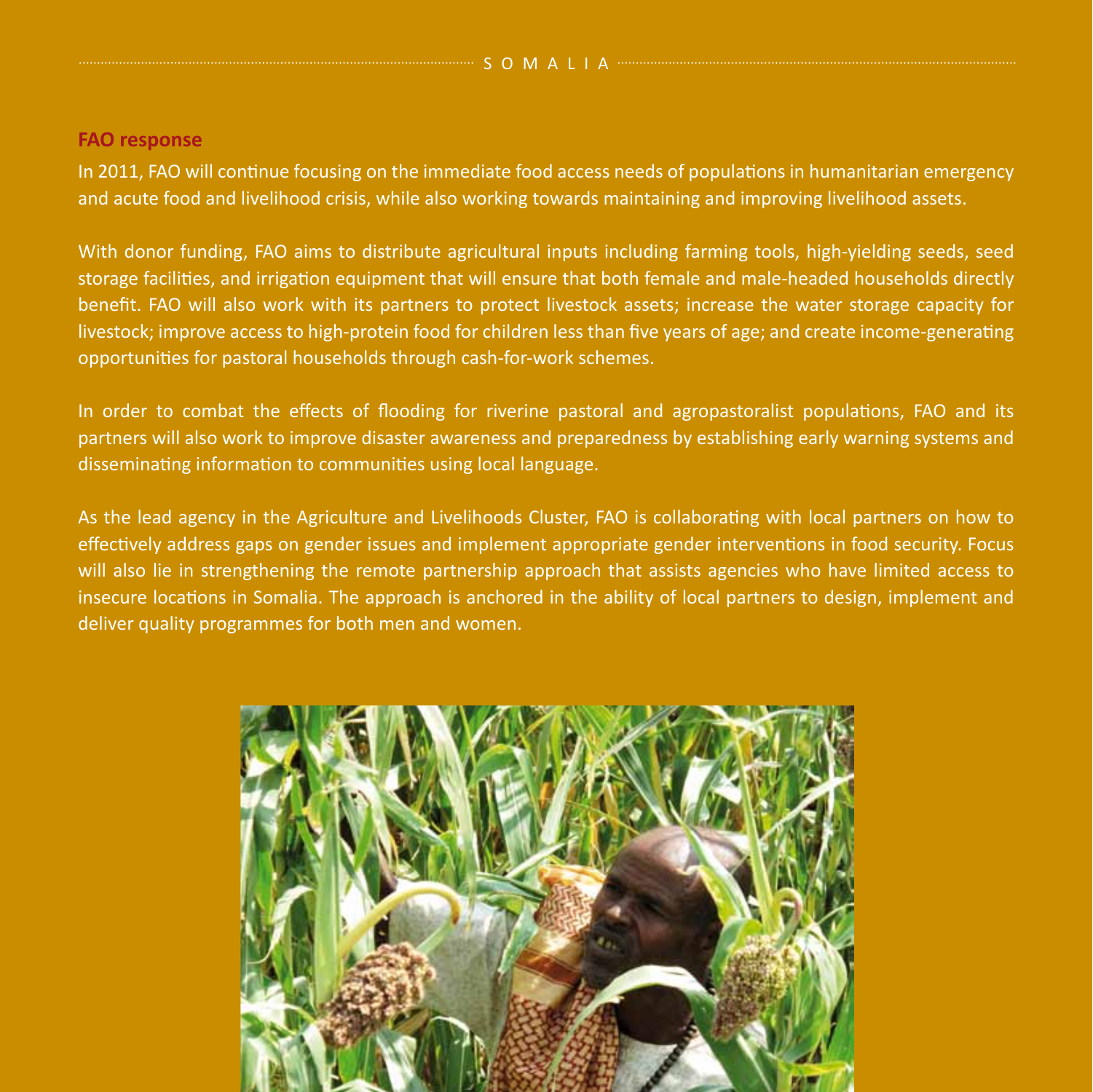## FAO response

In 2011, FAO will continue focusing on the immediate food access needs of populations in humanitarian emergency and acute food and livelihood crisis, while also working towards maintaining and improving livelihood assets.

With donor funding, FAO aims to distribute agricultural inputs including farming tools, high-yielding seeds, seed storage facilities, and irrigation equipment that will ensure that both female and male-headed households directly benefit. FAO will also work with its partners to protect livestock assets; increase the water storage capacity for livestock; improve access to high-protein food for children less than five years of age; and create income-generating opportunities for pastoral households through cash-for-work schemes.

In order to combat the effects of flooding for riverine pastoral and agropastoralist populations, FAO and its partners will also work to improve disaster awareness and preparedness by establishing early warning systems and disseminating information to communities using local language.

As the lead agency in the Agriculture and Livelihoods Cluster, FAO is collaborating with local partners on how to effectively address gaps on gender issues and implement appropriate gender interventions in food security. Focus will also lie in strengthening the remote partnership approach that assists agencies who have limited access to insecure locations in Somalia. The approach is anchored in the ability of local partners to design, implement and deliver quality programmes for both men and women.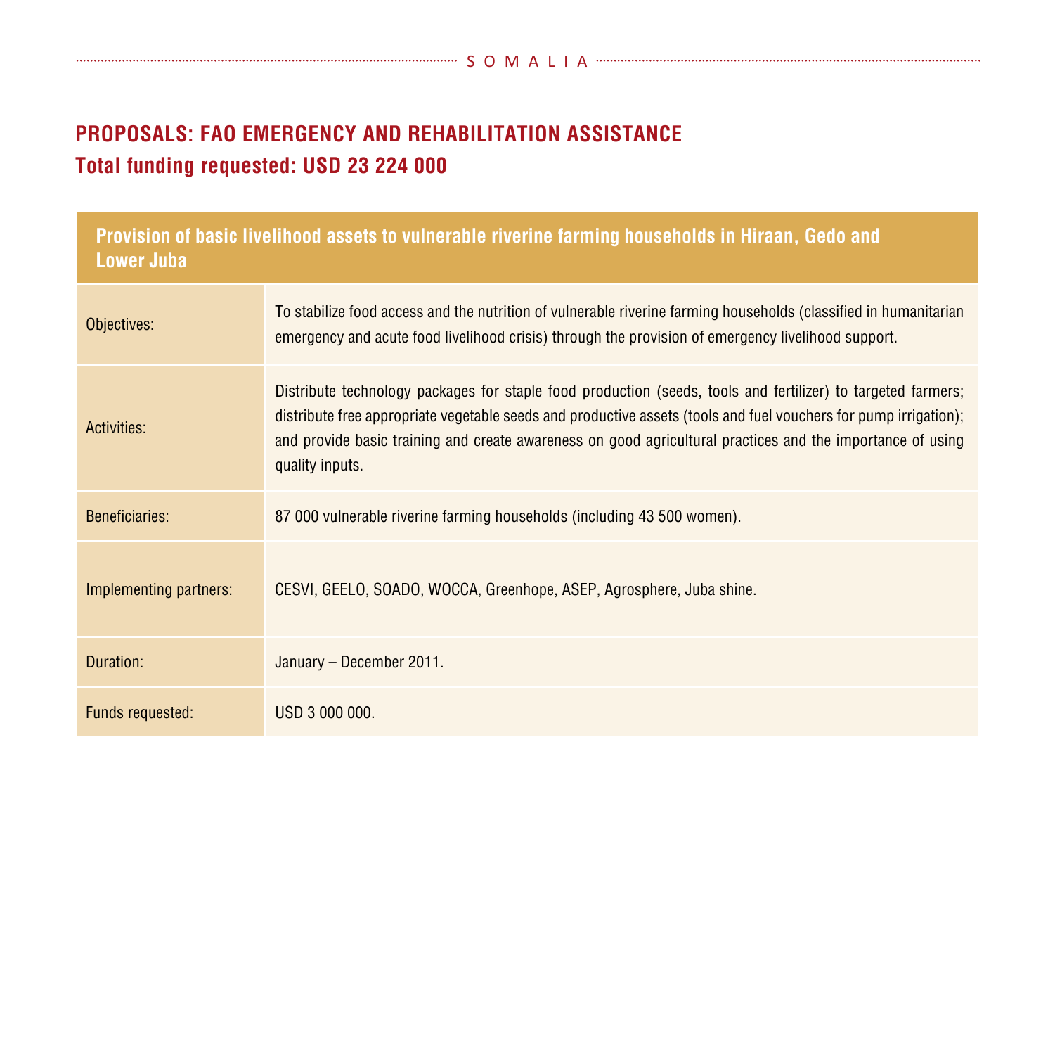## PROPOSALS: FAO EMERGENCY AND REHABILITATION ASSISTANCE
## Total funding requested: USD 23 224 000

| Provision of basic livelihood assets to vulnerable riverine farming households in Hiraan, Gedo and Lower Juba | |
|---|---|
| Objectives: | To stabilize food access and the nutrition of vulnerable riverine farming households (classified in humanitarian emergency and acute food livelihood crisis) through the provision of emergency livelihood support. |
| Activities: | Distribute technology packages for staple food production (seeds, tools and fertilizer) to targeted farmers; distribute free appropriate vegetable seeds and productive assets (tools and fuel vouchers for pump irrigation); and provide basic training and create awareness on good agricultural practices and the importance of using quality inputs. |
| Beneficiaries: | 87 000 vulnerable riverine farming households (including 43 500 women). |
| Implementing partners: | CESVI, GEELO, SOADO, WOCCA, Greenhope, ASEP, Agrosphere, Juba shine. |
| Duration: | January – December 2011. |
| Funds requested: | USD 3 000 000. |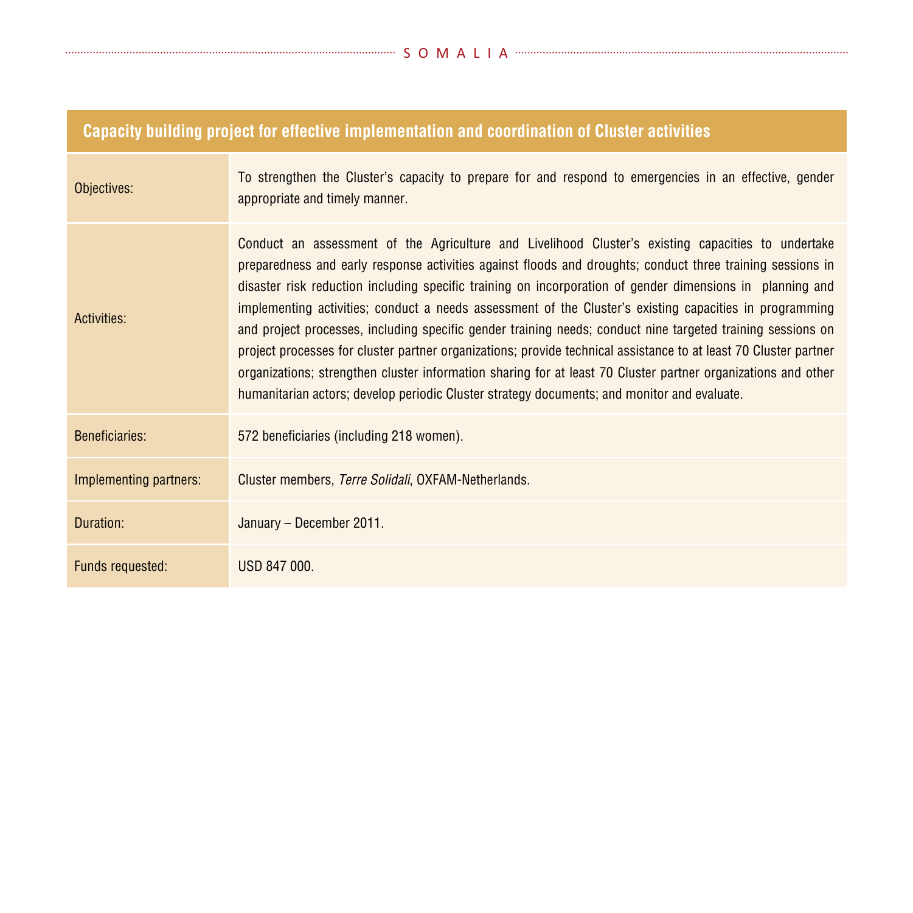| Capacity building project for effective implementation and coordination of Cluster activities | |
|---|---|
| Objectives: | To strengthen the Cluster's capacity to prepare for and respond to emergencies in an effective, gender appropriate and timely manner. |
| Activities: | Conduct an assessment of the Agriculture and Livelihood Cluster's existing capacities to undertake preparedness and early response activities against floods and droughts; conduct three training sessions in disaster risk reduction including specific training on incorporation of gender dimensions in planning and implementing activities; conduct a needs assessment of the Cluster's existing capacities in programming and project processes, including specific gender training needs; conduct nine targeted training sessions on project processes for cluster partner organizations; provide technical assistance to at least 70 Cluster partner organizations; strengthen cluster information sharing for at least 70 Cluster partner organizations and other humanitarian actors; develop periodic Cluster strategy documents; and monitor and evaluate. |
| Beneficiaries: | 572 beneficiaries (including 218 women). |
| Implementing partners: | Cluster members, *Terre Solidali*, OXFAM-Netherlands. |
| Duration: | January – December 2011. |
| Funds requested: | USD 847 000. |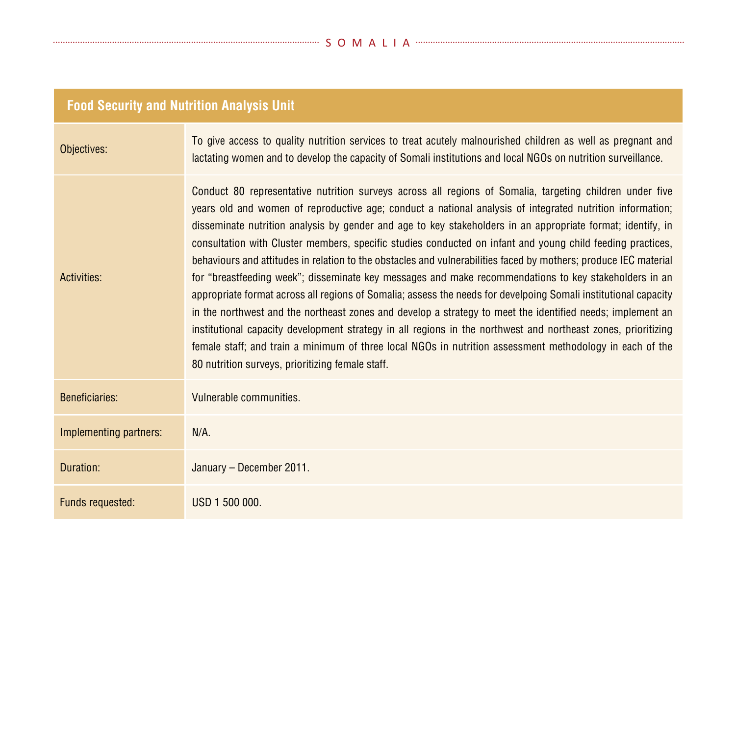| Food Security and Nutrition Analysis Unit | |
|---|---|
| Objectives: | To give access to quality nutrition services to treat acutely malnourished children as well as pregnant and lactating women and to develop the capacity of Somali institutions and local NGOs on nutrition surveillance. |
| Activities: | Conduct 80 representative nutrition surveys across all regions of Somalia, targeting children under five years old and women of reproductive age; conduct a national analysis of integrated nutrition information; disseminate nutrition analysis by gender and age to key stakeholders in an appropriate format; identify, in consultation with Cluster members, specific studies conducted on infant and young child feeding practices, behaviours and attitudes in relation to the obstacles and vulnerabilities faced by mothers; produce IEC material for "breastfeeding week"; disseminate key messages and make recommendations to key stakeholders in an appropriate format across all regions of Somalia; assess the needs for develpoing Somali institutional capacity in the northwest and the northeast zones and develop a strategy to meet the identified needs; implement an institutional capacity development strategy in all regions in the northwest and northeast zones, prioritizing female staff; and train a minimum of three local NGOs in nutrition assessment methodology in each of the 80 nutrition surveys, prioritizing female staff. |
| Beneficiaries: | Vulnerable communities. |
| Implementing partners: | N/A. |
| Duration: | January – December 2011. |
| Funds requested: | USD 1 500 000. |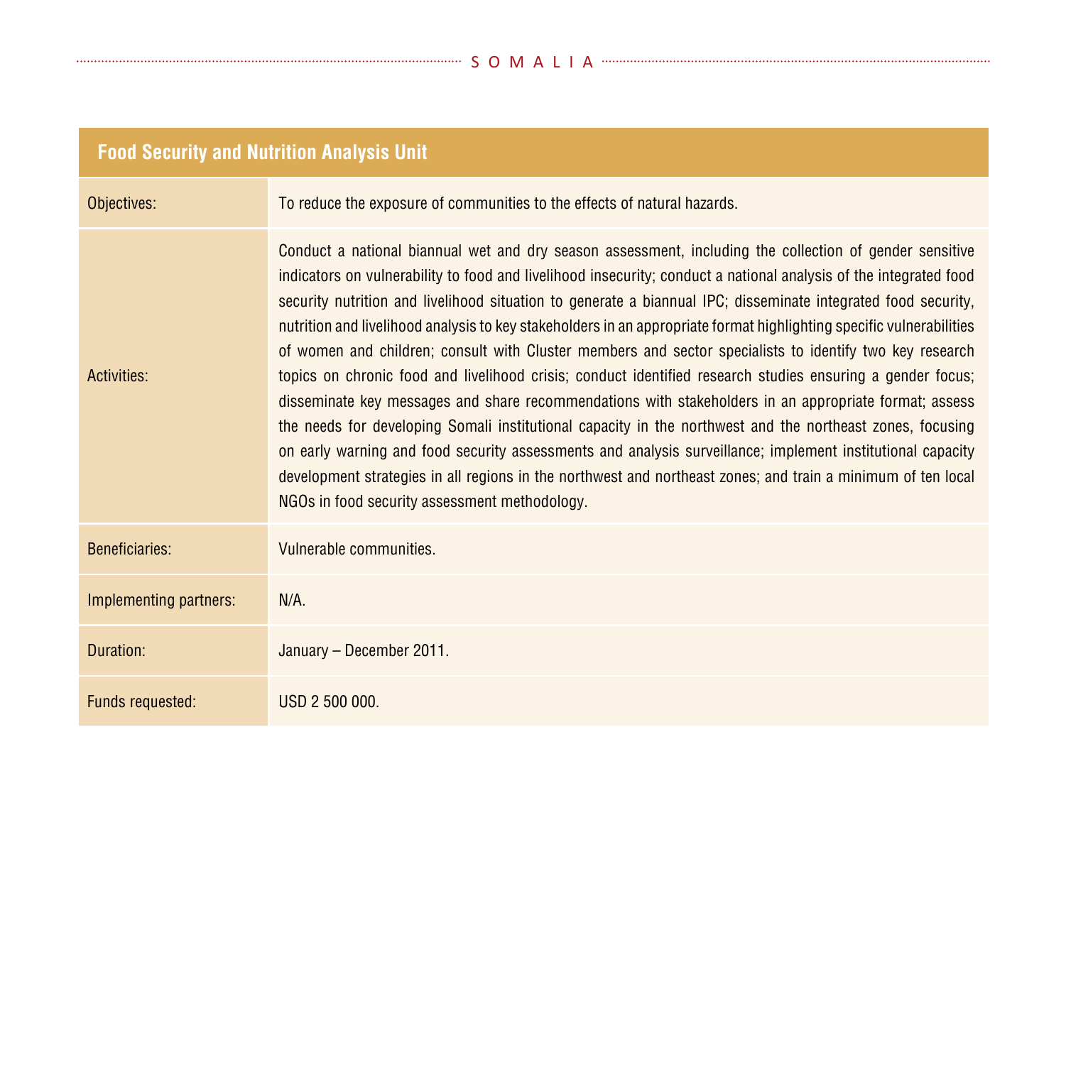| Food Security and Nutrition Analysis Unit | |
|---|---|
| Objectives: | To reduce the exposure of communities to the effects of natural hazards. |
| Activities: | Conduct a national biannual wet and dry season assessment, including the collection of gender sensitive indicators on vulnerability to food and livelihood insecurity; conduct a national analysis of the integrated food security nutrition and livelihood situation to generate a biannual IPC; disseminate integrated food security, nutrition and livelihood analysis to key stakeholders in an appropriate format highlighting specific vulnerabilities of women and children; consult with Cluster members and sector specialists to identify two key research topics on chronic food and livelihood crisis; conduct identified research studies ensuring a gender focus; disseminate key messages and share recommendations with stakeholders in an appropriate format; assess the needs for developing Somali institutional capacity in the northwest and the northeast zones, focusing on early warning and food security assessments and analysis surveillance; implement institutional capacity development strategies in all regions in the northwest and northeast zones; and train a minimum of ten local NGOs in food security assessment methodology. |
| Beneficiaries: | Vulnerable communities. |
| Implementing partners: | N/A. |
| Duration: | January – December 2011. |
| Funds requested: | USD 2 500 000. |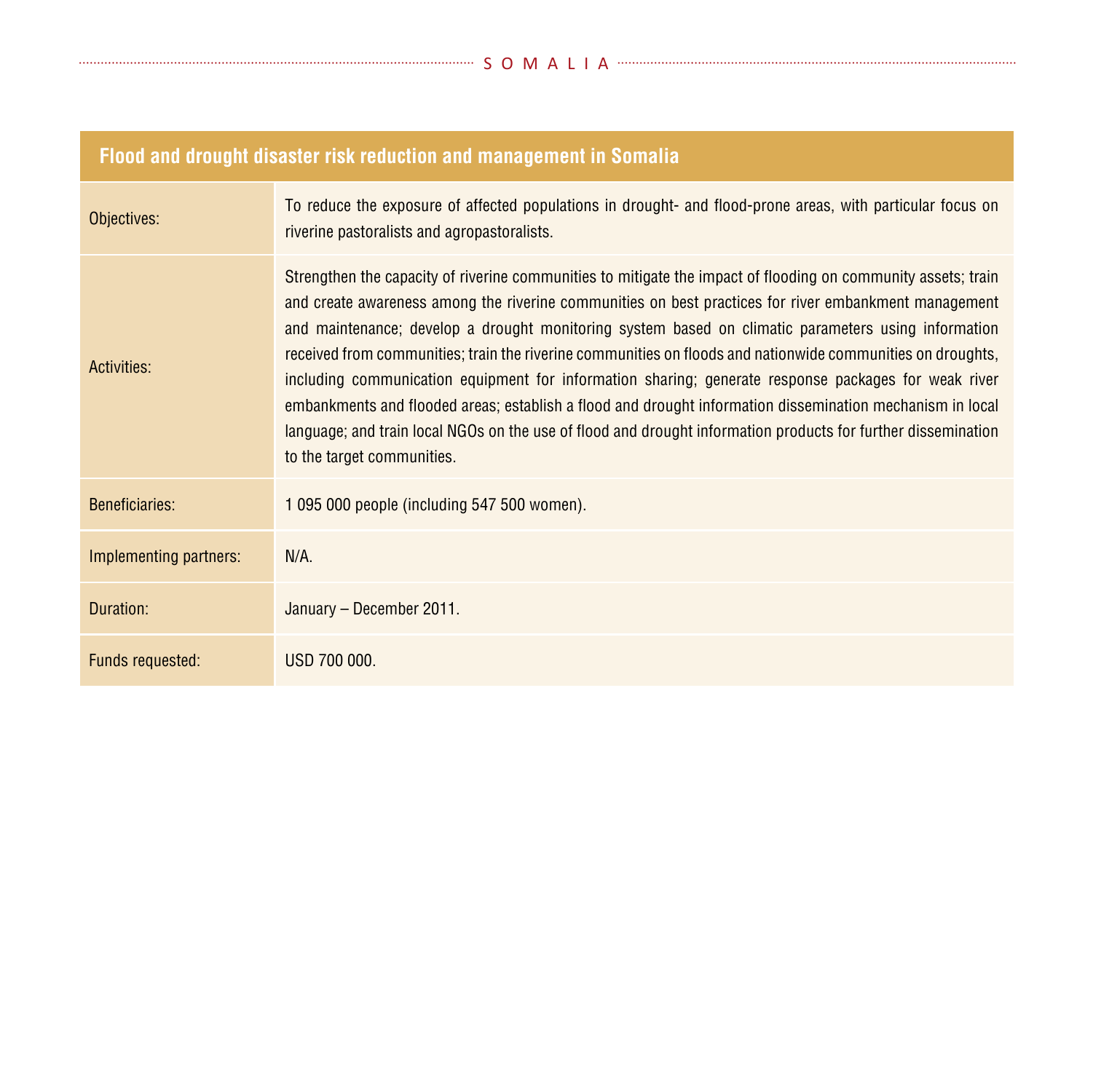| Flood and drought disaster risk reduction and management in Somalia | |
|---|---|
| Objectives: | To reduce the exposure of affected populations in drought- and flood-prone areas, with particular focus on riverine pastoralists and agropastoralists. |
| Activities: | Strengthen the capacity of riverine communities to mitigate the impact of flooding on community assets; train and create awareness among the riverine communities on best practices for river embankment management and maintenance; develop a drought monitoring system based on climatic parameters using information received from communities; train the riverine communities on floods and nationwide communities on droughts, including communication equipment for information sharing; generate response packages for weak river embankments and flooded areas; establish a flood and drought information dissemination mechanism in local language; and train local NGOs on the use of flood and drought information products for further dissemination to the target communities. |
| Beneficiaries: | 1 095 000 people (including 547 500 women). |
| Implementing partners: | N/A. |
| Duration: | January – December 2011. |
| Funds requested: | USD 700 000. |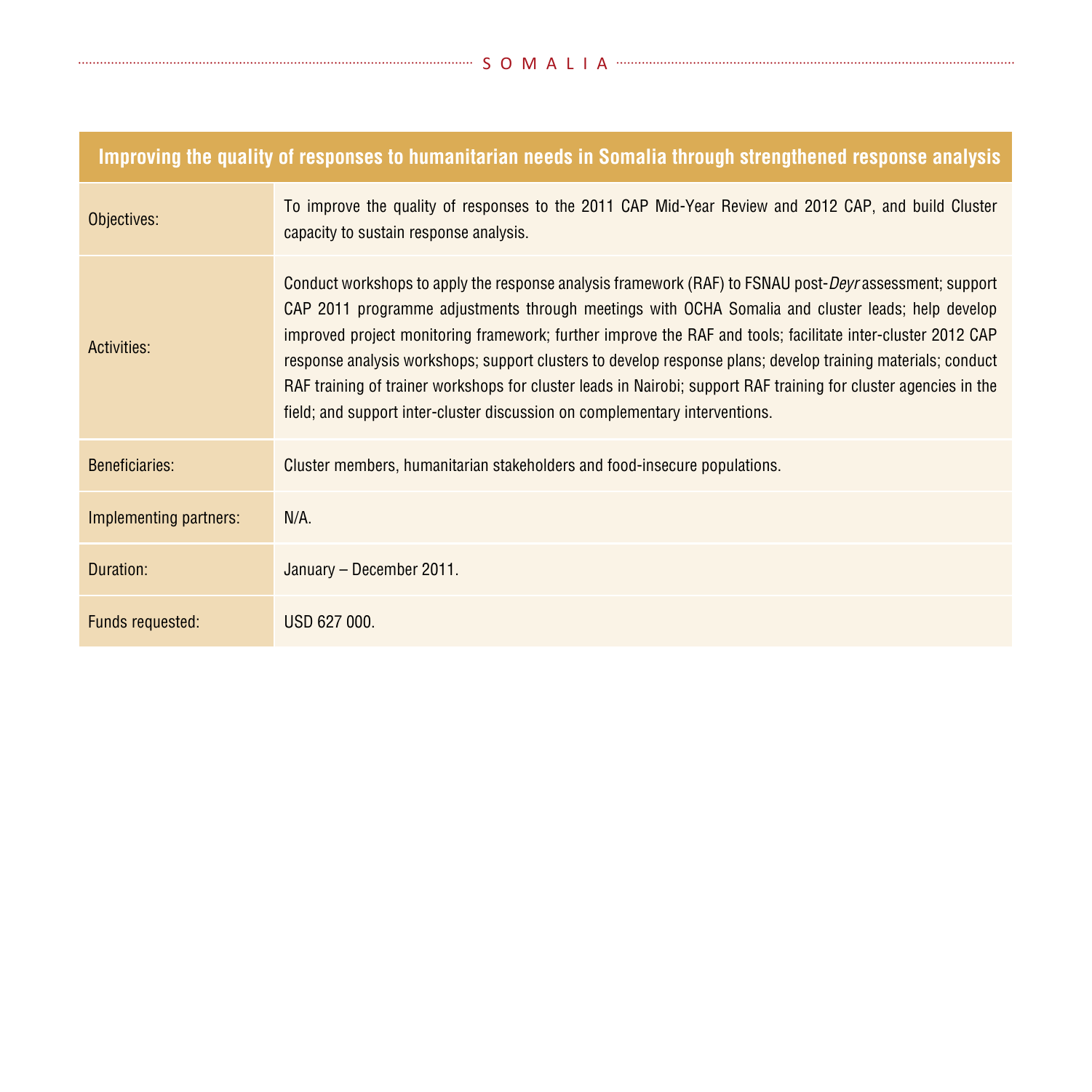| Improving the quality of responses to humanitarian needs in Somalia through strengthened response analysis | |
|---|---|
| Objectives: | To improve the quality of responses to the 2011 CAP Mid-Year Review and 2012 CAP, and build Cluster capacity to sustain response analysis. |
| Activities: | Conduct workshops to apply the response analysis framework (RAF) to FSNAU post-*Deyr* assessment; support CAP 2011 programme adjustments through meetings with OCHA Somalia and cluster leads; help develop improved project monitoring framework; further improve the RAF and tools; facilitate inter-cluster 2012 CAP response analysis workshops; support clusters to develop response plans; develop training materials; conduct RAF training of trainer workshops for cluster leads in Nairobi; support RAF training for cluster agencies in the field; and support inter-cluster discussion on complementary interventions. |
| Beneficiaries: | Cluster members, humanitarian stakeholders and food-insecure populations. |
| Implementing partners: | N/A. |
| Duration: | January – December 2011. |
| Funds requested: | USD 627 000. |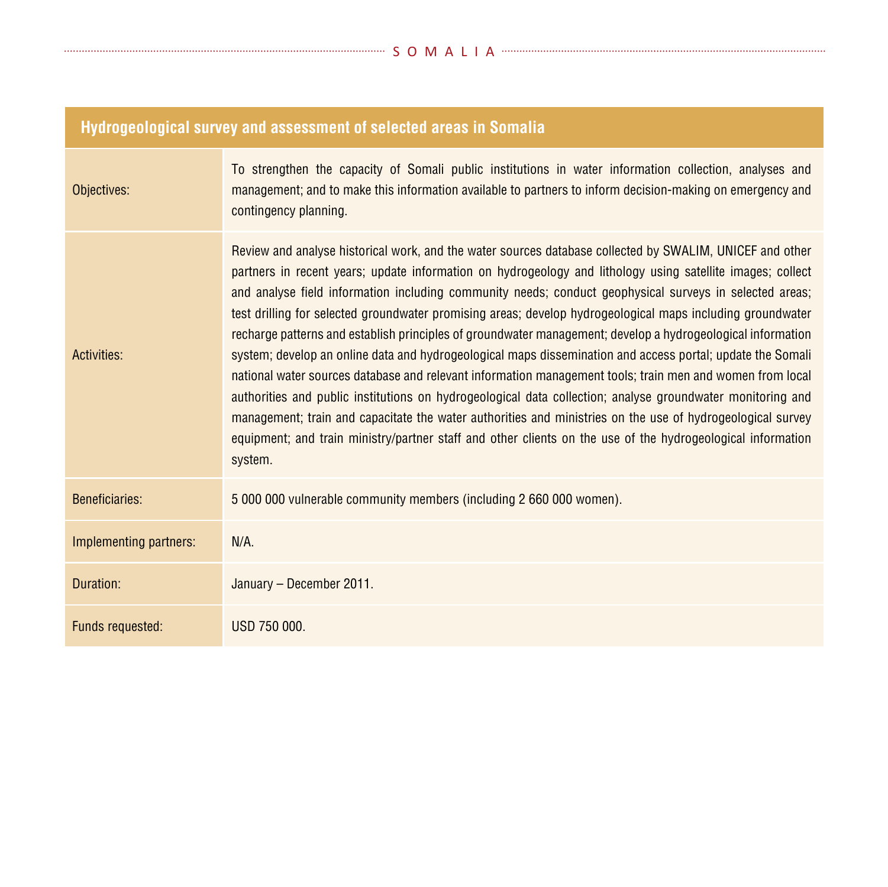| Hydrogeological survey and assessment of selected areas in Somalia | |
|---|---|
| Objectives: | To strengthen the capacity of Somali public institutions in water information collection, analyses and management; and to make this information available to partners to inform decision-making on emergency and contingency planning. |
| Activities: | Review and analyse historical work, and the water sources database collected by SWALIM, UNICEF and other partners in recent years; update information on hydrogeology and lithology using satellite images; collect and analyse field information including community needs; conduct geophysical surveys in selected areas; test drilling for selected groundwater promising areas; develop hydrogeological maps including groundwater recharge patterns and establish principles of groundwater management; develop a hydrogeological information system; develop an online data and hydrogeological maps dissemination and access portal; update the Somali national water sources database and relevant information management tools; train men and women from local authorities and public institutions on hydrogeological data collection; analyse groundwater monitoring and management; train and capacitate the water authorities and ministries on the use of hydrogeological survey equipment; and train ministry/partner staff and other clients on the use of the hydrogeological information system. |
| Beneficiaries: | 5 000 000 vulnerable community members (including 2 660 000 women). |
| Implementing partners: | N/A. |
| Duration: | January – December 2011. |
| Funds requested: | USD 750 000. |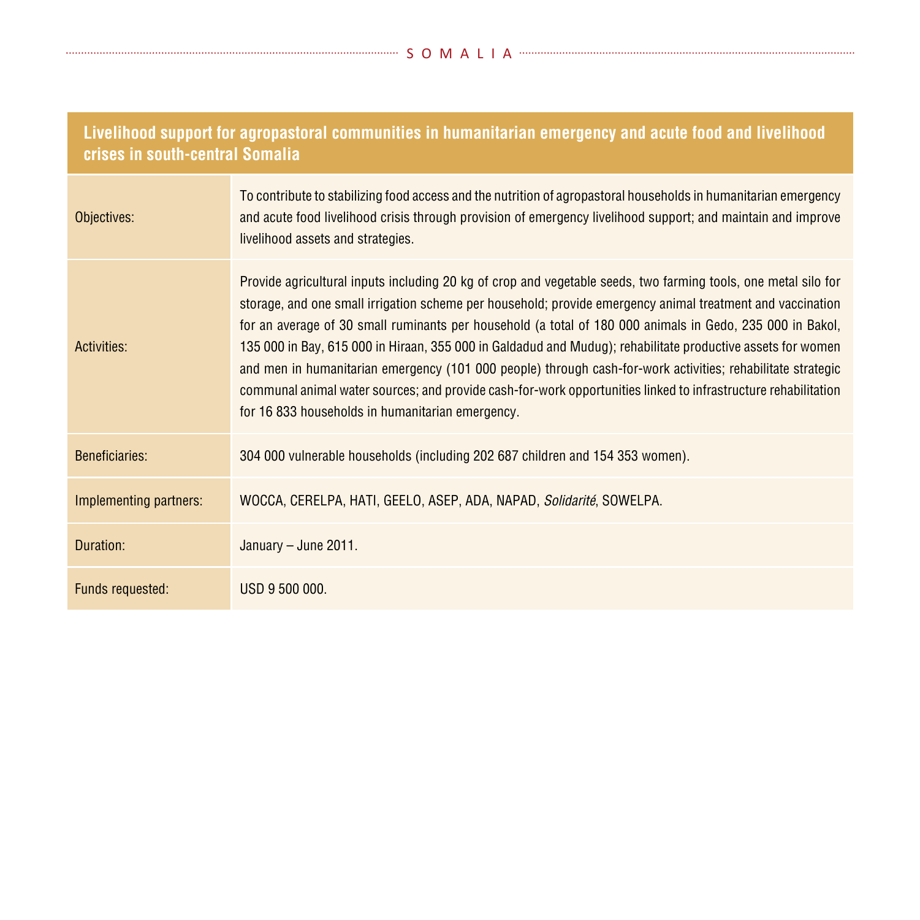| Livelihood support for agropastoral communities in humanitarian emergency and acute food and livelihood crises in south-central Somalia | |
|---|---|
| Objectives: | To contribute to stabilizing food access and the nutrition of agropastoral households in humanitarian emergency and acute food livelihood crisis through provision of emergency livelihood support; and maintain and improve livelihood assets and strategies. |
| Activities: | Provide agricultural inputs including 20 kg of crop and vegetable seeds, two farming tools, one metal silo for storage, and one small irrigation scheme per household; provide emergency animal treatment and vaccination for an average of 30 small ruminants per household (a total of 180 000 animals in Gedo, 235 000 in Bakol, 135 000 in Bay, 615 000 in Hiraan, 355 000 in Galdadud and Mudug); rehabilitate productive assets for women and men in humanitarian emergency (101 000 people) through cash-for-work activities; rehabilitate strategic communal animal water sources; and provide cash-for-work opportunities linked to infrastructure rehabilitation for 16 833 households in humanitarian emergency. |
| Beneficiaries: | 304 000 vulnerable households (including 202 687 children and 154 353 women). |
| Implementing partners: | WOCCA, CERELPA, HATI, GEELO, ASEP, ADA, NAPAD, *Solidarité*, SOWELPA. |
| Duration: | January – June 2011. |
| Funds requested: | USD 9 500 000. |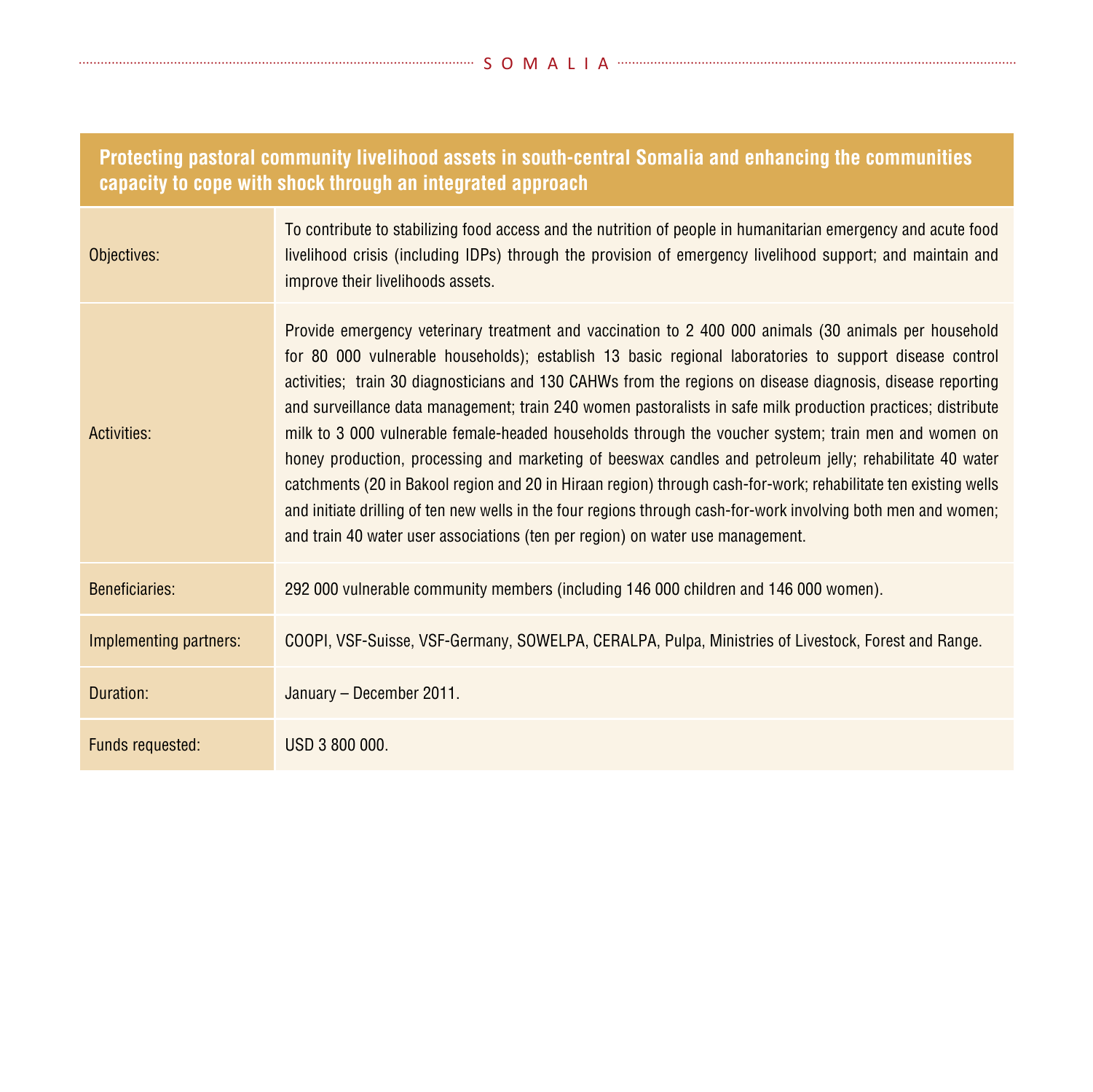| Protecting pastoral community livelihood assets in south-central Somalia and enhancing the communities capacity to cope with shock through an integrated approach | |
|---|---|
| Objectives: | To contribute to stabilizing food access and the nutrition of people in humanitarian emergency and acute food livelihood crisis (including IDPs) through the provision of emergency livelihood support; and maintain and improve their livelihoods assets. |
| Activities: | Provide emergency veterinary treatment and vaccination to 2 400 000 animals (30 animals per household for 80 000 vulnerable households); establish 13 basic regional laboratories to support disease control activities; train 30 diagnosticians and 130 CAHWs from the regions on disease diagnosis, disease reporting and surveillance data management; train 240 women pastoralists in safe milk production practices; distribute milk to 3 000 vulnerable female-headed households through the voucher system; train men and women on honey production, processing and marketing of beeswax candles and petroleum jelly; rehabilitate 40 water catchments (20 in Bakool region and 20 in Hiraan region) through cash-for-work; rehabilitate ten existing wells and initiate drilling of ten new wells in the four regions through cash-for-work involving both men and women; and train 40 water user associations (ten per region) on water use management. |
| Beneficiaries: | 292 000 vulnerable community members (including 146 000 children and 146 000 women). |
| Implementing partners: | COOPI, VSF-Suisse, VSF-Germany, SOWELPA, CERALPA, Pulpa, Ministries of Livestock, Forest and Range. |
| Duration: | January – December 2011. |
| Funds requested: | USD 3 800 000. |